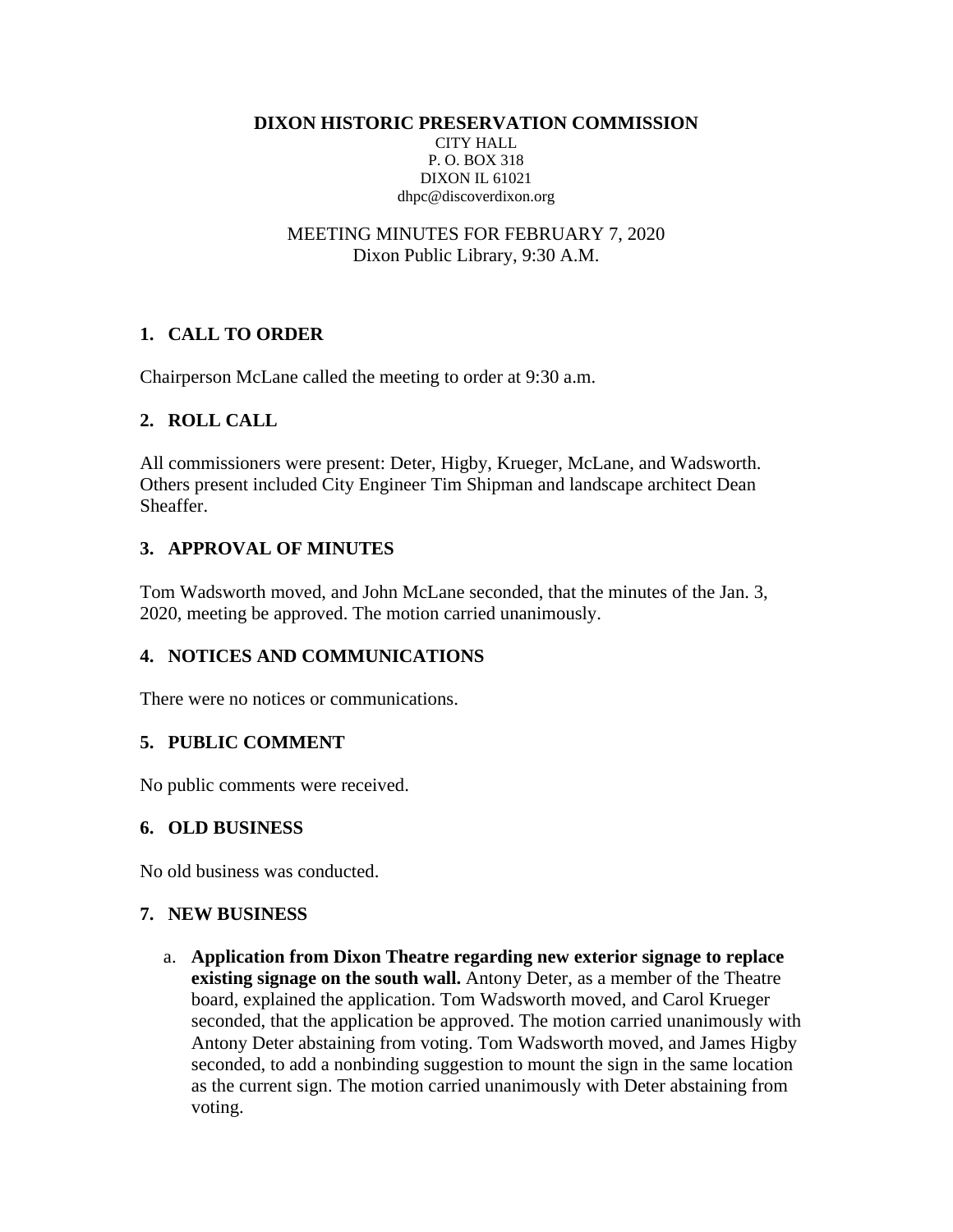**DIXON HISTORIC PRESERVATION COMMISSION**
CITY HALL
P. O. BOX 318
DIXON IL 61021
dhpc@discoverdixon.org

MEETING MINUTES FOR FEBRUARY 7, 2020
Dixon Public Library, 9:30 A.M.

## 1. CALL TO ORDER

Chairperson McLane called the meeting to order at 9:30 a.m.

## 2. ROLL CALL

All commissioners were present: Deter, Higby, Krueger, McLane, and Wadsworth. Others present included City Engineer Tim Shipman and landscape architect Dean Sheaffer.

## 3. APPROVAL OF MINUTES

Tom Wadsworth moved, and John McLane seconded, that the minutes of the Jan. 3, 2020, meeting be approved. The motion carried unanimously.

## 4. NOTICES AND COMMUNICATIONS

There were no notices or communications.

## 5. PUBLIC COMMENT

No public comments were received.

## 6. OLD BUSINESS

No old business was conducted.

## 7. NEW BUSINESS

a. **Application from Dixon Theatre regarding new exterior signage to replace existing signage on the south wall.** Antony Deter, as a member of the Theatre board, explained the application. Tom Wadsworth moved, and Carol Krueger seconded, that the application be approved. The motion carried unanimously with Antony Deter abstaining from voting. Tom Wadsworth moved, and James Higby seconded, to add a nonbinding suggestion to mount the sign in the same location as the current sign. The motion carried unanimously with Deter abstaining from voting.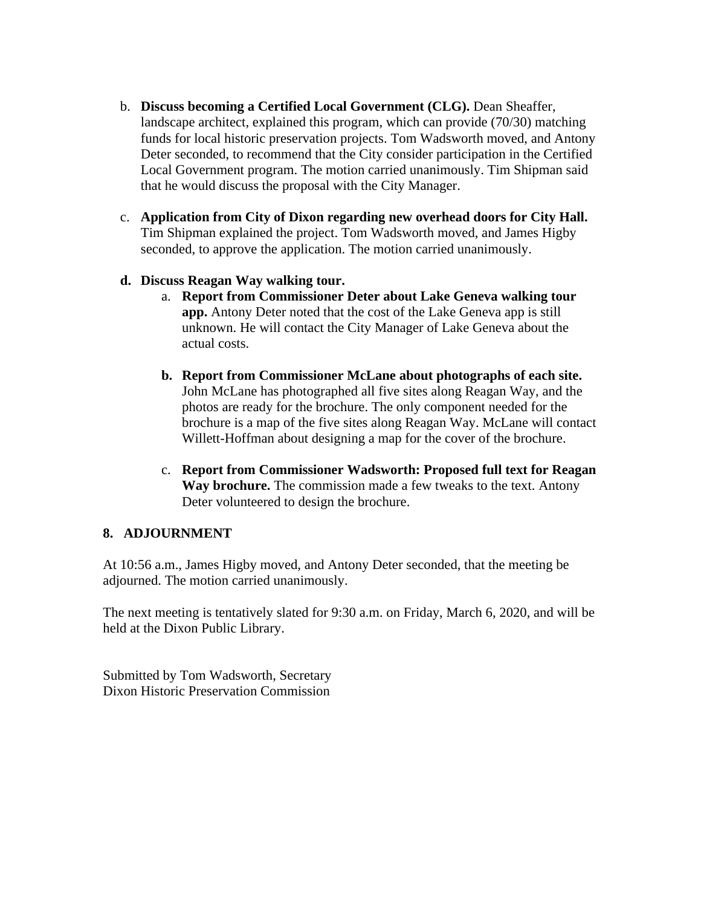b. **Discuss becoming a Certified Local Government (CLG).** Dean Sheaffer, landscape architect, explained this program, which can provide (70/30) matching funds for local historic preservation projects. Tom Wadsworth moved, and Antony Deter seconded, to recommend that the City consider participation in the Certified Local Government program. The motion carried unanimously. Tim Shipman said that he would discuss the proposal with the City Manager.

c. **Application from City of Dixon regarding new overhead doors for City Hall.** Tim Shipman explained the project. Tom Wadsworth moved, and James Higby seconded, to approve the application. The motion carried unanimously.

**d. Discuss Reagan Way walking tour.**

  a. **Report from Commissioner Deter about Lake Geneva walking tour app.** Antony Deter noted that the cost of the Lake Geneva app is still unknown. He will contact the City Manager of Lake Geneva about the actual costs.

  **b. Report from Commissioner McLane about photographs of each site.** John McLane has photographed all five sites along Reagan Way, and the photos are ready for the brochure. The only component needed for the brochure is a map of the five sites along Reagan Way. McLane will contact Willett-Hoffman about designing a map for the cover of the brochure.

  c. **Report from Commissioner Wadsworth: Proposed full text for Reagan Way brochure.** The commission made a few tweaks to the text. Antony Deter volunteered to design the brochure.

**8. ADJOURNMENT**

At 10:56 a.m., James Higby moved, and Antony Deter seconded, that the meeting be adjourned. The motion carried unanimously.

The next meeting is tentatively slated for 9:30 a.m. on Friday, March 6, 2020, and will be held at the Dixon Public Library.

Submitted by Tom Wadsworth, Secretary
Dixon Historic Preservation Commission